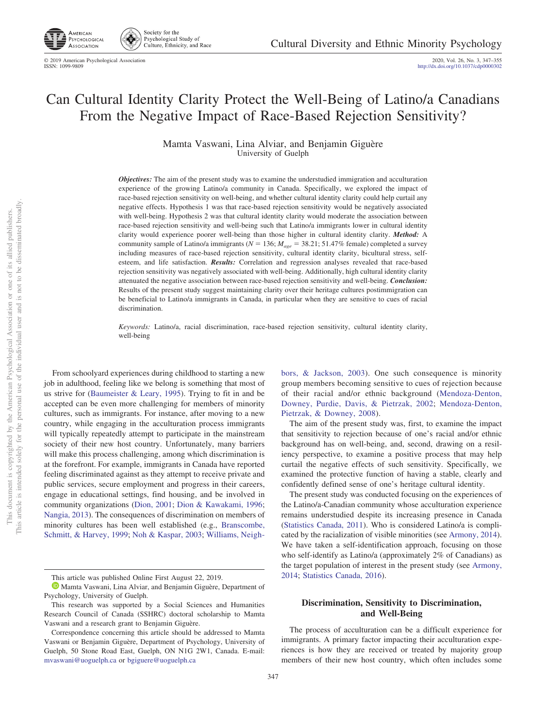# Can Cultural Identity Clarity Protect the Well-Being of Latino/a Canadians From the Negative Impact of Race-Based Rejection Sensitivity?

Mamta Vaswani, Lina Alviar, and Benjamin Giguère
University of Guelph

***Objectives:*** The aim of the present study was to examine the understudied immigration and acculturation experience of the growing Latino/a community in Canada. Specifically, we explored the impact of race-based rejection sensitivity on well-being, and whether cultural identity clarity could help curtail any negative effects. Hypothesis 1 was that race-based rejection sensitivity would be negatively associated with well-being. Hypothesis 2 was that cultural identity clarity would moderate the association between race-based rejection sensitivity and well-being such that Latino/a immigrants lower in cultural identity clarity would experience poorer well-being than those higher in cultural identity clarity. ***Method:*** A community sample of Latino/a immigrants ($N$ = 136; $M_{age}$ = 38.21; 51.47% female) completed a survey including measures of race-based rejection sensitivity, cultural identity clarity, bicultural stress, self-esteem, and life satisfaction. ***Results:*** Correlation and regression analyses revealed that race-based rejection sensitivity was negatively associated with well-being. Additionally, high cultural identity clarity attenuated the negative association between race-based rejection sensitivity and well-being. ***Conclusion:*** Results of the present study suggest maintaining clarity over their heritage cultures postimmigration can be beneficial to Latino/a immigrants in Canada, in particular when they are sensitive to cues of racial discrimination.

*Keywords:* Latino/a, racial discrimination, race-based rejection sensitivity, cultural identity clarity, well-being

From schoolyard experiences during childhood to starting a new job in adulthood, feeling like we belong is something that most of us strive for (Baumeister & Leary, 1995). Trying to fit in and be accepted can be even more challenging for members of minority cultures, such as immigrants. For instance, after moving to a new country, while engaging in the acculturation process immigrants will typically repeatedly attempt to participate in the mainstream society of their new host country. Unfortunately, many barriers will make this process challenging, among which discrimination is at the forefront. For example, immigrants in Canada have reported feeling discriminated against as they attempt to receive private and public services, secure employment and progress in their careers, engage in educational settings, find housing, and be involved in community organizations (Dion, 2001; Dion & Kawakami, 1996; Nangia, 2013). The consequences of discrimination on members of minority cultures has been well established (e.g., Branscombe, Schmitt, & Harvey, 1999; Noh & Kaspar, 2003; Williams, Neighbors, & Jackson, 2003). One such consequence is minority group members becoming sensitive to cues of rejection because of their racial and/or ethnic background (Mendoza-Denton, Downey, Purdie, Davis, & Pietrzak, 2002; Mendoza-Denton, Pietrzak, & Downey, 2008).

The aim of the present study was, first, to examine the impact that sensitivity to rejection because of one's racial and/or ethnic background has on well-being, and, second, drawing on a resiliency perspective, to examine a positive process that may help curtail the negative effects of such sensitivity. Specifically, we examined the protective function of having a stable, clearly and confidently defined sense of one's heritage cultural identity.

The present study was conducted focusing on the experiences of the Latino/a-Canadian community whose acculturation experience remains understudied despite its increasing presence in Canada (Statistics Canada, 2011). Who is considered Latino/a is complicated by the racialization of visible minorities (see Armony, 2014). We have taken a self-identification approach, focusing on those who self-identify as Latino/a (approximately 2% of Canadians) as the target population of interest in the present study (see Armony, 2014; Statistics Canada, 2016).

## Discrimination, Sensitivity to Discrimination, and Well-Being

The process of acculturation can be a difficult experience for immigrants. A primary factor impacting their acculturation experiences is how they are received or treated by majority group members of their new host country, which often includes some

---

This article was published Online First August 22, 2019.

Mamta Vaswani, Lina Alviar, and Benjamin Giguère, Department of Psychology, University of Guelph.

This research was supported by a Social Sciences and Humanities Research Council of Canada (SSHRC) doctoral scholarship to Mamta Vaswani and a research grant to Benjamin Giguère.

Correspondence concerning this article should be addressed to Mamta Vaswani or Benjamin Giguère, Department of Psychology, University of Guelph, 50 Stone Road East, Guelph, ON N1G 2W1, Canada. E-mail: mvaswani@uoguelph.ca or bgiguere@uoguelph.ca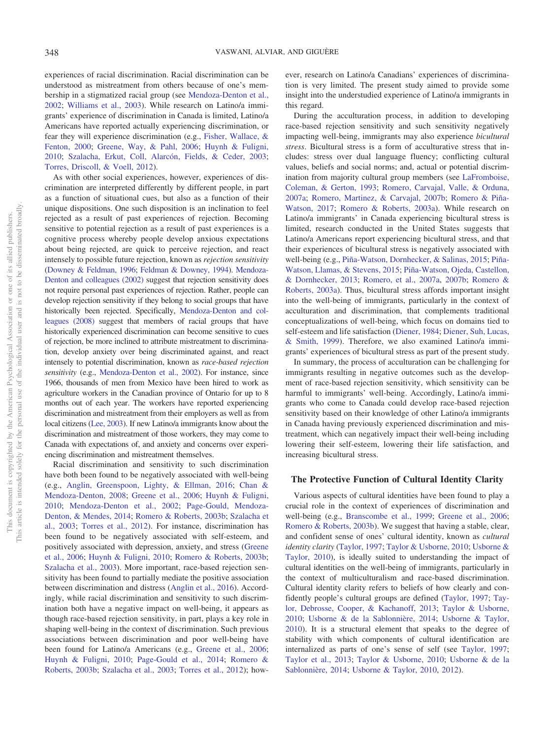experiences of racial discrimination. Racial discrimination can be understood as mistreatment from others because of one's membership in a stigmatized racial group (see Mendoza-Denton et al., 2002; Williams et al., 2003). While research on Latino/a immigrants' experience of discrimination in Canada is limited, Latino/a Americans have reported actually experiencing discrimination, or fear they will experience discrimination (e.g., Fisher, Wallace, & Fenton, 2000; Greene, Way, & Pahl, 2006; Huynh & Fuligni, 2010; Szalacha, Erkut, Coll, Alarcón, Fields, & Ceder, 2003; Torres, Driscoll, & Voell, 2012).

As with other social experiences, however, experiences of discrimination are interpreted differently by different people, in part as a function of situational cues, but also as a function of their unique dispositions. One such disposition is an inclination to feel rejected as a result of past experiences of rejection. Becoming sensitive to potential rejection as a result of past experiences is a cognitive process whereby people develop anxious expectations about being rejected, are quick to perceive rejection, and react intensely to possible future rejection, known as *rejection sensitivity* (Downey & Feldman, 1996; Feldman & Downey, 1994). Mendoza-Denton and colleagues (2002) suggest that rejection sensitivity does not require personal past experiences of rejection. Rather, people can develop rejection sensitivity if they belong to social groups that have historically been rejected. Specifically, Mendoza-Denton and colleagues (2008) suggest that members of racial groups that have historically experienced discrimination can become sensitive to cues of rejection, be more inclined to attribute mistreatment to discrimination, develop anxiety over being discriminated against, and react intensely to potential discrimination, known as *race-based rejection sensitivity* (e.g., Mendoza-Denton et al., 2002). For instance, since 1966, thousands of men from Mexico have been hired to work as agriculture workers in the Canadian province of Ontario for up to 8 months out of each year. The workers have reported experiencing discrimination and mistreatment from their employers as well as from local citizens (Lee, 2003). If new Latino/a immigrants know about the discrimination and mistreatment of those workers, they may come to Canada with expectations of, and anxiety and concerns over experiencing discrimination and mistreatment themselves.

Racial discrimination and sensitivity to such discrimination have both been found to be negatively associated with well-being (e.g., Anglin, Greenspoon, Lighty, & Ellman, 2016; Chan & Mendoza-Denton, 2008; Greene et al., 2006; Huynh & Fuligni, 2010; Mendoza-Denton et al., 2002; Page-Gould, Mendoza-Denton, & Mendes, 2014; Romero & Roberts, 2003b; Szalacha et al., 2003; Torres et al., 2012). For instance, discrimination has been found to be negatively associated with self-esteem, and positively associated with depression, anxiety, and stress (Greene et al., 2006; Huynh & Fuligni, 2010; Romero & Roberts, 2003b; Szalacha et al., 2003). More important, race-based rejection sensitivity has been found to partially mediate the positive association between discrimination and distress (Anglin et al., 2016). Accordingly, while racial discrimination and sensitivity to such discrimination both have a negative impact on well-being, it appears as though race-based rejection sensitivity, in part, plays a key role in shaping well-being in the context of discrimination. Such previous associations between discrimination and poor well-being have been found for Latino/a Americans (e.g., Greene et al., 2006; Huynh & Fuligni, 2010; Page-Gould et al., 2014; Romero & Roberts, 2003b; Szalacha et al., 2003; Torres et al., 2012); however, research on Latino/a Canadians' experiences of discrimination is very limited. The present study aimed to provide some insight into the understudied experience of Latino/a immigrants in this regard.

During the acculturation process, in addition to developing race-based rejection sensitivity and such sensitivity negatively impacting well-being, immigrants may also experience *bicultural stress*. Bicultural stress is a form of acculturative stress that includes: stress over dual language fluency; conflicting cultural values, beliefs and social norms; and, actual or potential discrimination from majority cultural group members (see LaFromboise, Coleman, & Gerton, 1993; Romero, Carvajal, Valle, & Orduna, 2007a; Romero, Martinez, & Carvajal, 2007b; Romero & Piña-Watson, 2017; Romero & Roberts, 2003a). While research on Latino/a immigrants' in Canada experiencing bicultural stress is limited, research conducted in the United States suggests that Latino/a Americans report experiencing bicultural stress, and that their experiences of bicultural stress is negatively associated with well-being (e.g., Piña-Watson, Dornhecker, & Salinas, 2015; Piña-Watson, Llamas, & Stevens, 2015; Piña-Watson, Ojeda, Castellon, & Dornhecker, 2013; Romero, et al., 2007a, 2007b; Romero & Roberts, 2003a). Thus, bicultural stress affords important insight into the well-being of immigrants, particularly in the context of acculturation and discrimination, that complements traditional conceptualizations of well-being, which focus on domains tied to self-esteem and life satisfaction (Diener, 1984; Diener, Suh, Lucas, & Smith, 1999). Therefore, we also examined Latino/a immigrants' experiences of bicultural stress as part of the present study.

In summary, the process of acculturation can be challenging for immigrants resulting in negative outcomes such as the development of race-based rejection sensitivity, which sensitivity can be harmful to immigrants' well-being. Accordingly, Latino/a immigrants who come to Canada could develop race-based rejection sensitivity based on their knowledge of other Latino/a immigrants in Canada having previously experienced discrimination and mistreatment, which can negatively impact their well-being including lowering their self-esteem, lowering their life satisfaction, and increasing bicultural stress.

## The Protective Function of Cultural Identity Clarity

Various aspects of cultural identities have been found to play a crucial role in the context of experiences of discrimination and well-being (e.g., Branscombe et al., 1999; Greene et al., 2006; Romero & Roberts, 2003b). We suggest that having a stable, clear, and confident sense of ones' cultural identity, known as *cultural identity clarity* (Taylor, 1997; Taylor & Usborne, 2010; Usborne & Taylor, 2010), is ideally suited to understanding the impact of cultural identities on the well-being of immigrants, particularly in the context of multiculturalism and race-based discrimination. Cultural identity clarity refers to beliefs of how clearly and confidently people's cultural groups are defined (Taylor, 1997; Taylor, Debrosse, Cooper, & Kachanoff, 2013; Taylor & Usborne, 2010; Usborne & de la Sablonnière, 2014; Usborne & Taylor, 2010). It is a structural element that speaks to the degree of stability with which components of cultural identification are internalized as parts of one's sense of self (see Taylor, 1997; Taylor et al., 2013; Taylor & Usborne, 2010; Usborne & de la Sablonnière, 2014; Usborne & Taylor, 2010, 2012).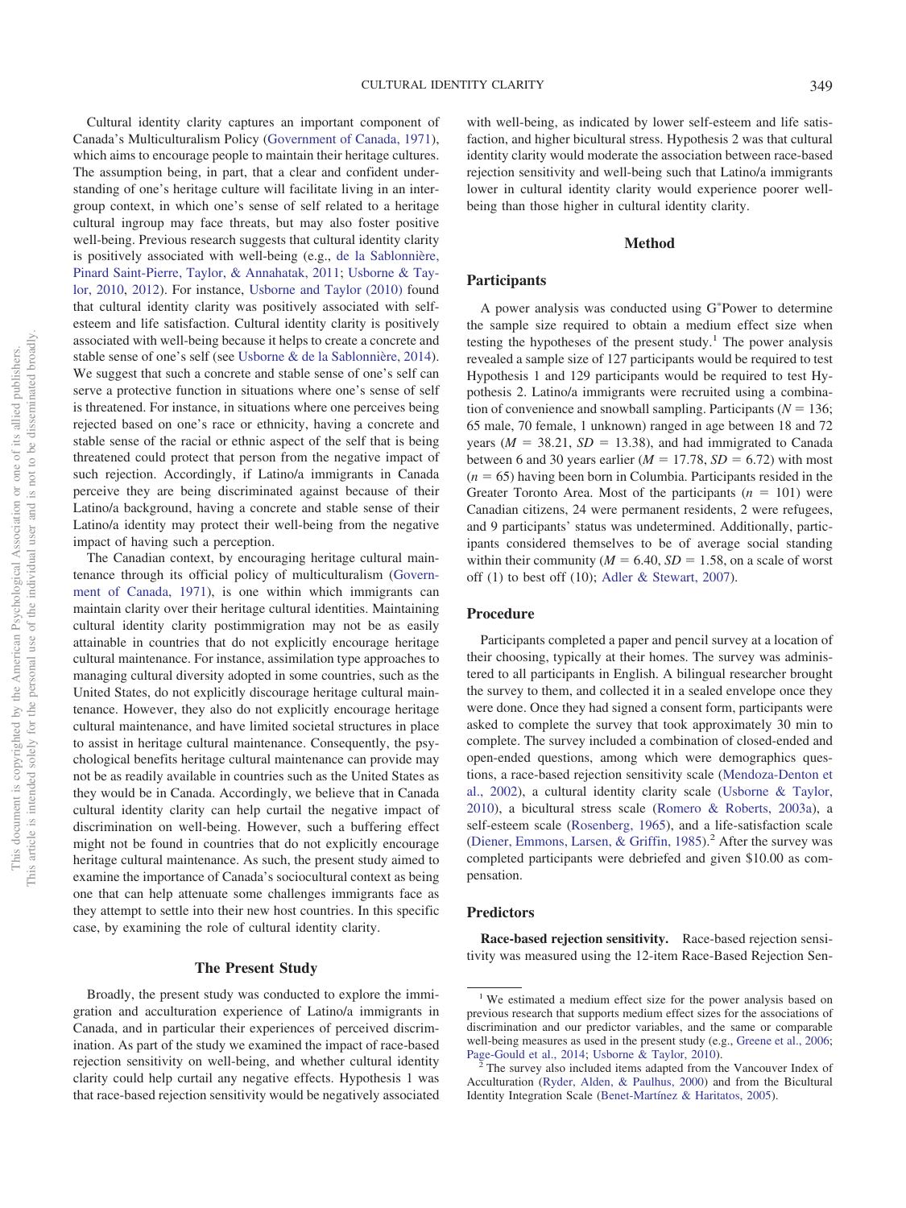Cultural identity clarity captures an important component of Canada's Multiculturalism Policy (Government of Canada, 1971), which aims to encourage people to maintain their heritage cultures. The assumption being, in part, that a clear and confident understanding of one's heritage culture will facilitate living in an intergroup context, in which one's sense of self related to a heritage cultural ingroup may face threats, but may also foster positive well-being. Previous research suggests that cultural identity clarity is positively associated with well-being (e.g., de la Sablonnière, Pinard Saint-Pierre, Taylor, & Annahatak, 2011; Usborne & Taylor, 2010, 2012). For instance, Usborne and Taylor (2010) found that cultural identity clarity was positively associated with self-esteem and life satisfaction. Cultural identity clarity is positively associated with well-being because it helps to create a concrete and stable sense of one's self (see Usborne & de la Sablonnière, 2014). We suggest that such a concrete and stable sense of one's self can serve a protective function in situations where one's sense of self is threatened. For instance, in situations where one perceives being rejected based on one's race or ethnicity, having a concrete and stable sense of the racial or ethnic aspect of the self that is being threatened could protect that person from the negative impact of such rejection. Accordingly, if Latino/a immigrants in Canada perceive they are being discriminated against because of their Latino/a background, having a concrete and stable sense of their Latino/a identity may protect their well-being from the negative impact of having such a perception.

The Canadian context, by encouraging heritage cultural maintenance through its official policy of multiculturalism (Government of Canada, 1971), is one within which immigrants can maintain clarity over their heritage cultural identities. Maintaining cultural identity clarity postimmigration may not be as easily attainable in countries that do not explicitly encourage heritage cultural maintenance. For instance, assimilation type approaches to managing cultural diversity adopted in some countries, such as the United States, do not explicitly discourage heritage cultural maintenance. However, they also do not explicitly encourage heritage cultural maintenance, and have limited societal structures in place to assist in heritage cultural maintenance. Consequently, the psychological benefits heritage cultural maintenance can provide may not be as readily available in countries such as the United States as they would be in Canada. Accordingly, we believe that in Canada cultural identity clarity can help curtail the negative impact of discrimination on well-being. However, such a buffering effect might not be found in countries that do not explicitly encourage heritage cultural maintenance. As such, the present study aimed to examine the importance of Canada's sociocultural context as being one that can help attenuate some challenges immigrants face as they attempt to settle into their new host countries. In this specific case, by examining the role of cultural identity clarity.

## The Present Study

Broadly, the present study was conducted to explore the immigration and acculturation experience of Latino/a immigrants in Canada, and in particular their experiences of perceived discrimination. As part of the study we examined the impact of race-based rejection sensitivity on well-being, and whether cultural identity clarity could help curtail any negative effects. Hypothesis 1 was that race-based rejection sensitivity would be negatively associated with well-being, as indicated by lower self-esteem and life satisfaction, and higher bicultural stress. Hypothesis 2 was that cultural identity clarity would moderate the association between race-based rejection sensitivity and well-being such that Latino/a immigrants lower in cultural identity clarity would experience poorer well-being than those higher in cultural identity clarity.

## Method

### Participants

A power analysis was conducted using G*Power to determine the sample size required to obtain a medium effect size when testing the hypotheses of the present study.[1] The power analysis revealed a sample size of 127 participants would be required to test Hypothesis 1 and 129 participants would be required to test Hypothesis 2. Latino/a immigrants were recruited using a combination of convenience and snowball sampling. Participants ($N = 136$; 65 male, 70 female, 1 unknown) ranged in age between 18 and 72 years ($M = 38.21$, $SD = 13.38$), and had immigrated to Canada between 6 and 30 years earlier ($M = 17.78$, $SD = 6.72$) with most ($n = 65$) having been born in Columbia. Participants resided in the Greater Toronto Area. Most of the participants ($n = 101$) were Canadian citizens, 24 were permanent residents, 2 were refugees, and 9 participants' status was undetermined. Additionally, participants considered themselves to be of average social standing within their community ($M = 6.40$, $SD = 1.58$, on a scale of worst off (1) to best off (10); Adler & Stewart, 2007).

### Procedure

Participants completed a paper and pencil survey at a location of their choosing, typically at their homes. The survey was administered to all participants in English. A bilingual researcher brought the survey to them, and collected it in a sealed envelope once they were done. Once they had signed a consent form, participants were asked to complete the survey that took approximately 30 min to complete. The survey included a combination of closed-ended and open-ended questions, among which were demographics questions, a race-based rejection sensitivity scale (Mendoza-Denton et al., 2002), a cultural identity clarity scale (Usborne & Taylor, 2010), a bicultural stress scale (Romero & Roberts, 2003a), a self-esteem scale (Rosenberg, 1965), and a life-satisfaction scale (Diener, Emmons, Larsen, & Griffin, 1985).[2] After the survey was completed participants were debriefed and given \$10.00 as compensation.

### Predictors

**Race-based rejection sensitivity.** Race-based rejection sensitivity was measured using the 12-item Race-Based Rejection Sen-

[1] We estimated a medium effect size for the power analysis based on previous research that supports medium effect sizes for the associations of discrimination and our predictor variables, and the same or comparable well-being measures as used in the present study (e.g., Greene et al., 2006; Page-Gould et al., 2014; Usborne & Taylor, 2010).

[2] The survey also included items adapted from the Vancouver Index of Acculturation (Ryder, Alden, & Paulhus, 2000) and from the Bicultural Identity Integration Scale (Benet-Martínez & Haritatos, 2005).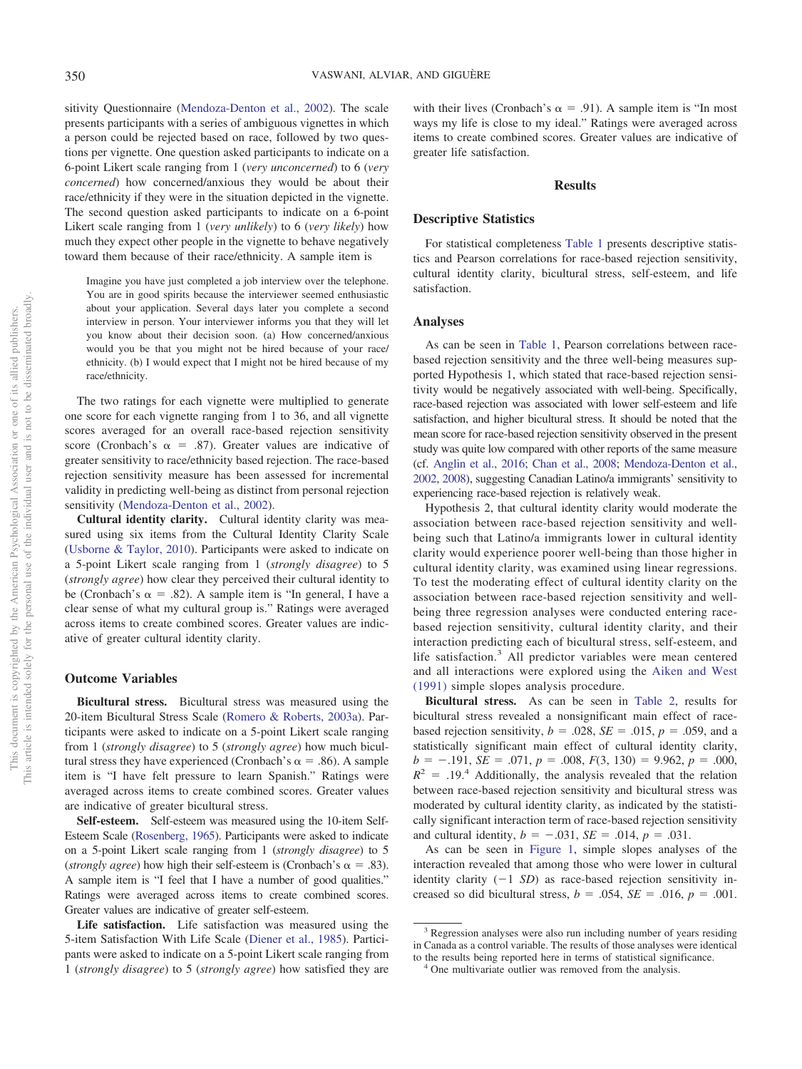sitivity Questionnaire (Mendoza-Denton et al., 2002). The scale presents participants with a series of ambiguous vignettes in which a person could be rejected based on race, followed by two questions per vignette. One question asked participants to indicate on a 6-point Likert scale ranging from 1 (*very unconcerned*) to 6 (*very concerned*) how concerned/anxious they would be about their race/ethnicity if they were in the situation depicted in the vignette. The second question asked participants to indicate on a 6-point Likert scale ranging from 1 (*very unlikely*) to 6 (*very likely*) how much they expect other people in the vignette to behave negatively toward them because of their race/ethnicity. A sample item is

> Imagine you have just completed a job interview over the telephone. You are in good spirits because the interviewer seemed enthusiastic about your application. Several days later you complete a second interview in person. Your interviewer informs you that they will let you know about their decision soon. (a) How concerned/anxious would you be that you might not be hired because of your race/ethnicity. (b) I would expect that I might not be hired because of my race/ethnicity.

The two ratings for each vignette were multiplied to generate one score for each vignette ranging from 1 to 36, and all vignette scores averaged for an overall race-based rejection sensitivity score (Cronbach's $\alpha$ = .87). Greater values are indicative of greater sensitivity to race/ethnicity based rejection. The race-based rejection sensitivity measure has been assessed for incremental validity in predicting well-being as distinct from personal rejection sensitivity (Mendoza-Denton et al., 2002).

**Cultural identity clarity.** Cultural identity clarity was measured using six items from the Cultural Identity Clarity Scale (Usborne & Taylor, 2010). Participants were asked to indicate on a 5-point Likert scale ranging from 1 (*strongly disagree*) to 5 (*strongly agree*) how clear they perceived their cultural identity to be (Cronbach's $\alpha$ = .82). A sample item is "In general, I have a clear sense of what my cultural group is." Ratings were averaged across items to create combined scores. Greater values are indicative of greater cultural identity clarity.

## Outcome Variables

**Bicultural stress.** Bicultural stress was measured using the 20-item Bicultural Stress Scale (Romero & Roberts, 2003a). Participants were asked to indicate on a 5-point Likert scale ranging from 1 (*strongly disagree*) to 5 (*strongly agree*) how much bicultural stress they have experienced (Cronbach's $\alpha$ = .86). A sample item is "I have felt pressure to learn Spanish." Ratings were averaged across items to create combined scores. Greater values are indicative of greater bicultural stress.

**Self-esteem.** Self-esteem was measured using the 10-item Self-Esteem Scale (Rosenberg, 1965). Participants were asked to indicate on a 5-point Likert scale ranging from 1 (*strongly disagree*) to 5 (*strongly agree*) how high their self-esteem is (Cronbach's $\alpha$ = .83). A sample item is "I feel that I have a number of good qualities." Ratings were averaged across items to create combined scores. Greater values are indicative of greater self-esteem.

**Life satisfaction.** Life satisfaction was measured using the 5-item Satisfaction With Life Scale (Diener et al., 1985). Participants were asked to indicate on a 5-point Likert scale ranging from 1 (*strongly disagree*) to 5 (*strongly agree*) how satisfied they are with their lives (Cronbach's $\alpha$ = .91). A sample item is "In most ways my life is close to my ideal." Ratings were averaged across items to create combined scores. Greater values are indicative of greater life satisfaction.

# Results

## Descriptive Statistics

For statistical completeness Table 1 presents descriptive statistics and Pearson correlations for race-based rejection sensitivity, cultural identity clarity, bicultural stress, self-esteem, and life satisfaction.

## Analyses

As can be seen in Table 1, Pearson correlations between race-based rejection sensitivity and the three well-being measures supported Hypothesis 1, which stated that race-based rejection sensitivity would be negatively associated with well-being. Specifically, race-based rejection was associated with lower self-esteem and life satisfaction, and higher bicultural stress. It should be noted that the mean score for race-based rejection sensitivity observed in the present study was quite low compared with other reports of the same measure (cf. Anglin et al., 2016; Chan et al., 2008; Mendoza-Denton et al., 2002, 2008), suggesting Canadian Latino/a immigrants' sensitivity to experiencing race-based rejection is relatively weak.

Hypothesis 2, that cultural identity clarity would moderate the association between race-based rejection sensitivity and well-being such that Latino/a immigrants lower in cultural identity clarity would experience poorer well-being than those higher in cultural identity clarity, was examined using linear regressions. To test the moderating effect of cultural identity clarity on the association between race-based rejection sensitivity and well-being three regression analyses were conducted entering race-based rejection sensitivity, cultural identity clarity, and their interaction predicting each of bicultural stress, self-esteem, and life satisfaction.[3] All predictor variables were mean centered and all interactions were explored using the Aiken and West (1991) simple slopes analysis procedure.

**Bicultural stress.** As can be seen in Table 2, results for bicultural stress revealed a nonsignificant main effect of race-based rejection sensitivity, $b$ = .028, $SE$ = .015, $p$ = .059, and a statistically significant main effect of cultural identity clarity, $b$ = −.191, $SE$ = .071, $p$ = .008, $F(3, 130)$ = 9.962, $p$ = .000, $R^2$ = .19.[4] Additionally, the analysis revealed that the relation between race-based rejection sensitivity and bicultural stress was moderated by cultural identity clarity, as indicated by the statistically significant interaction term of race-based rejection sensitivity and cultural identity, $b$ = −.031, $SE$ = .014, $p$ = .031.

As can be seen in Figure 1, simple slopes analyses of the interaction revealed that among those who were lower in cultural identity clarity (−1 $SD$) as race-based rejection sensitivity increased so did bicultural stress, $b$ = .054, $SE$ = .016, $p$ = .001.

[3] Regression analyses were also run including number of years residing in Canada as a control variable. The results of those analyses were identical to the results being reported here in terms of statistical significance.

[4] One multivariate outlier was removed from the analysis.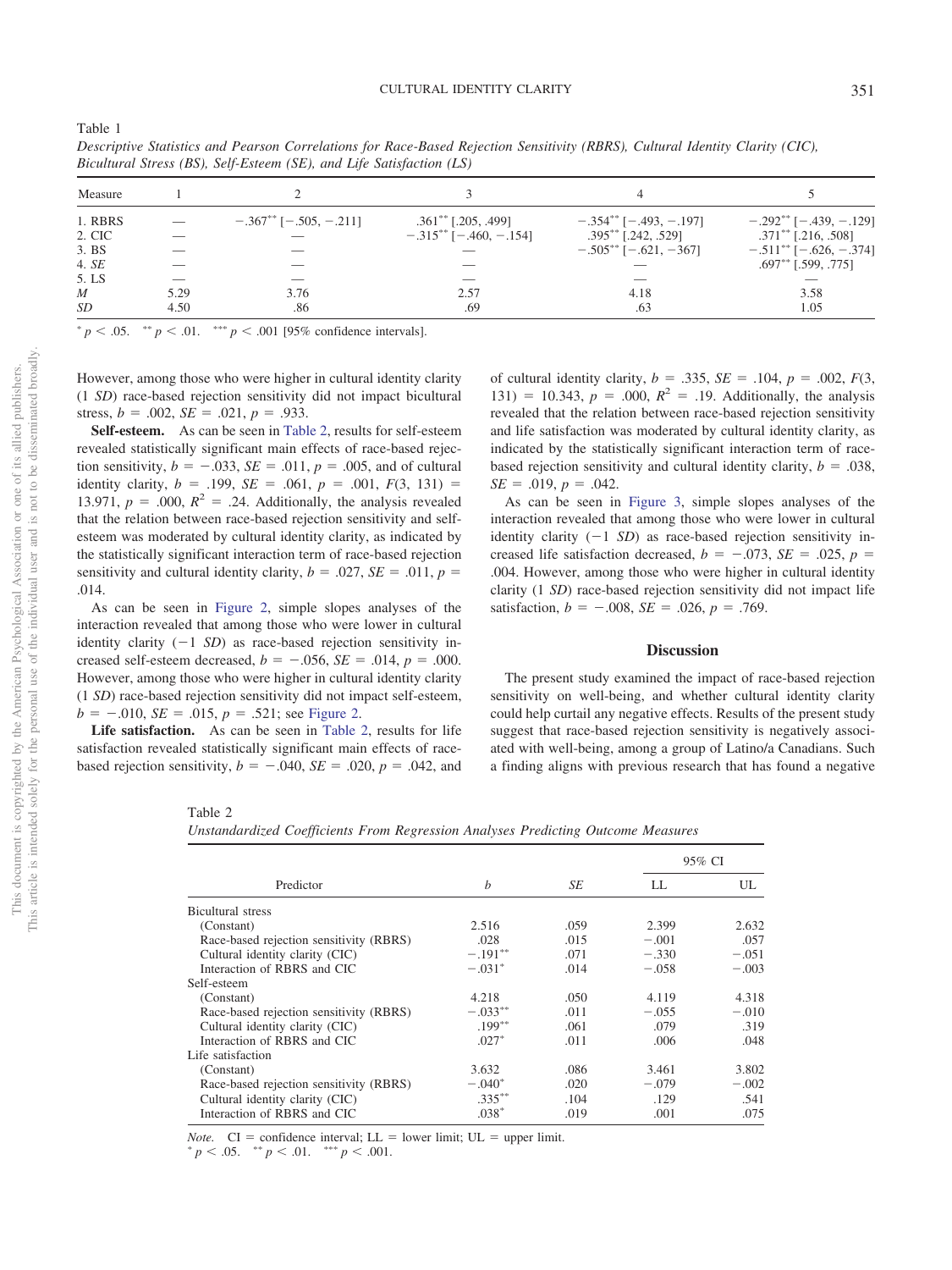Table 1
*Descriptive Statistics and Pearson Correlations for Race-Based Rejection Sensitivity (RBRS), Cultural Identity Clarity (CIC), Bicultural Stress (BS), Self-Esteem (SE), and Life Satisfaction (LS)*

| Measure | 1 | 2 | 3 | 4 | 5 |
|---|---|---|---|---|---|
| 1. RBRS | — | $-.367^{**}$ [−.505, −.211] | $.361^{**}$ [.205, .499] | $-.354^{**}$ [−.493, −.197] | $-.292^{**}$ [−.439, −.129] |
| 2. CIC | — | — | $-.315^{**}$ [−.460, −.154] | $.395^{**}$ [.242, .529] | $.371^{**}$ [.216, .508] |
| 3. BS | — | — | — | $-.505^{**}$ [−.621, −367] | $-.511^{**}$ [−.626, −.374] |
| 4. *SE* | — | — | — | — | $.697^{**}$ [.599, .775] |
| 5. LS | — | — | — | — | — |
| *M* | 5.29 | 3.76 | 2.57 | 4.18 | 3.58 |
| *SD* | 4.50 | .86 | .69 | .63 | 1.05 |

$^{*}$ $p < .05$. $^{**}$ $p < .01$. $^{***}$ $p < .001$ [95% confidence intervals].

However, among those who were higher in cultural identity clarity (1 *SD*) race-based rejection sensitivity did not impact bicultural stress, $b = .002$, $SE = .021$, $p = .933$.

**Self-esteem.** As can be seen in Table 2, results for self-esteem revealed statistically significant main effects of race-based rejection sensitivity, $b = -.033$, $SE = .011$, $p = .005$, and of cultural identity clarity, $b = .199$, $SE = .061$, $p = .001$, $F(3, 131) = 13.971$, $p = .000$, $R^2 = .24$. Additionally, the analysis revealed that the relation between race-based rejection sensitivity and self-esteem was moderated by cultural identity clarity, as indicated by the statistically significant interaction term of race-based rejection sensitivity and cultural identity clarity, $b = .027$, $SE = .011$, $p = .014$.

As can be seen in Figure 2, simple slopes analyses of the interaction revealed that among those who were lower in cultural identity clarity (−1 *SD*) as race-based rejection sensitivity increased self-esteem decreased, $b = -.056$, $SE = .014$, $p = .000$. However, among those who were higher in cultural identity clarity (1 *SD*) race-based rejection sensitivity did not impact self-esteem, $b = -.010$, $SE = .015$, $p = .521$; see Figure 2.

**Life satisfaction.** As can be seen in Table 2, results for life satisfaction revealed statistically significant main effects of race-based rejection sensitivity, $b = -.040$, $SE = .020$, $p = .042$, and of cultural identity clarity, $b = .335$, $SE = .104$, $p = .002$, $F(3, 131) = 10.343$, $p = .000$, $R^2 = .19$. Additionally, the analysis revealed that the relation between race-based rejection sensitivity and life satisfaction was moderated by cultural identity clarity, as indicated by the statistically significant interaction term of race-based rejection sensitivity and cultural identity clarity, $b = .038$, $SE = .019$, $p = .042$.

As can be seen in Figure 3, simple slopes analyses of the interaction revealed that among those who were lower in cultural identity clarity (−1 *SD*) as race-based rejection sensitivity increased life satisfaction decreased, $b = -.073$, $SE = .025$, $p = .004$. However, among those who were higher in cultural identity clarity (1 *SD*) race-based rejection sensitivity did not impact life satisfaction, $b = -.008$, $SE = .026$, $p = .769$.

## Discussion

The present study examined the impact of race-based rejection sensitivity on well-being, and whether cultural identity clarity could help curtail any negative effects. Results of the present study suggest that race-based rejection sensitivity is negatively associated with well-being, among a group of Latino/a Canadians. Such a finding aligns with previous research that has found a negative

Table 2
*Unstandardized Coefficients From Regression Analyses Predicting Outcome Measures*

| Predictor | *b* | *SE* | 95% CI | |
|---|---|---|---|---|
| | | | LL | UL |
| Bicultural stress | | | | |
| (Constant) | 2.516 | .059 | 2.399 | 2.632 |
| Race-based rejection sensitivity (RBRS) | .028 | .015 | −.001 | .057 |
| Cultural identity clarity (CIC) | $-.191^{**}$ | .071 | −.330 | −.051 |
| Interaction of RBRS and CIC | $-.031^{*}$ | .014 | −.058 | −.003 |
| Self-esteem | | | | |
| (Constant) | 4.218 | .050 | 4.119 | 4.318 |
| Race-based rejection sensitivity (RBRS) | $-.033^{**}$ | .011 | −.055 | −.010 |
| Cultural identity clarity (CIC) | $.199^{**}$ | .061 | .079 | .319 |
| Interaction of RBRS and CIC | $.027^{*}$ | .011 | .006 | .048 |
| Life satisfaction | | | | |
| (Constant) | 3.632 | .086 | 3.461 | 3.802 |
| Race-based rejection sensitivity (RBRS) | $-.040^{*}$ | .020 | −.079 | −.002 |
| Cultural identity clarity (CIC) | $.335^{**}$ | .104 | .129 | .541 |
| Interaction of RBRS and CIC | $.038^{*}$ | .019 | .001 | .075 |

*Note.* CI = confidence interval; LL = lower limit; UL = upper limit.
$^{*}$ $p < .05$. $^{**}$ $p < .01$. $^{***}$ $p < .001$.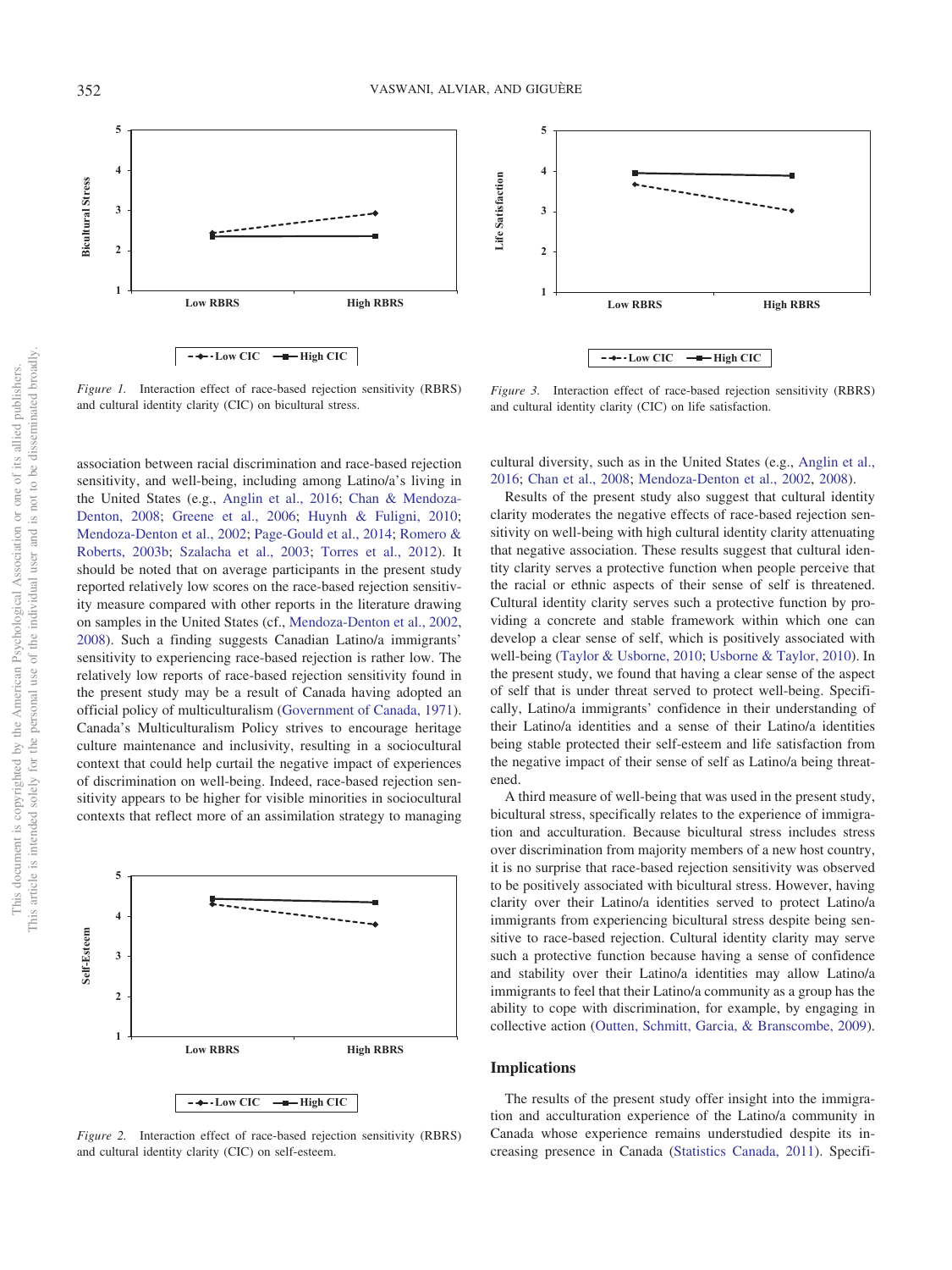Figure 1. Interaction effect of race-based rejection sensitivity (RBRS) and cultural identity clarity (CIC) on bicultural stress.

Figure 3. Interaction effect of race-based rejection sensitivity (RBRS) and cultural identity clarity (CIC) on life satisfaction.

association between racial discrimination and race-based rejection sensitivity, and well-being, including among Latino/a's living in the United States (e.g., Anglin et al., 2016; Chan & Mendoza-Denton, 2008; Greene et al., 2006; Huynh & Fuligni, 2010; Mendoza-Denton et al., 2002; Page-Gould et al., 2014; Romero & Roberts, 2003b; Szalacha et al., 2003; Torres et al., 2012). It should be noted that on average participants in the present study reported relatively low scores on the race-based rejection sensitivity measure compared with other reports in the literature drawing on samples in the United States (cf., Mendoza-Denton et al., 2002, 2008). Such a finding suggests Canadian Latino/a immigrants' sensitivity to experiencing race-based rejection is rather low. The relatively low reports of race-based rejection sensitivity found in the present study may be a result of Canada having adopted an official policy of multiculturalism (Government of Canada, 1971). Canada's Multiculturalism Policy strives to encourage heritage culture maintenance and inclusivity, resulting in a sociocultural context that could help curtail the negative impact of experiences of discrimination on well-being. Indeed, race-based rejection sensitivity appears to be higher for visible minorities in sociocultural contexts that reflect more of an assimilation strategy to managing cultural diversity, such as in the United States (e.g., Anglin et al., 2016; Chan et al., 2008; Mendoza-Denton et al., 2002, 2008).

Figure 2. Interaction effect of race-based rejection sensitivity (RBRS) and cultural identity clarity (CIC) on self-esteem.

Results of the present study also suggest that cultural identity clarity moderates the negative effects of race-based rejection sensitivity on well-being with high cultural identity clarity attenuating that negative association. These results suggest that cultural identity clarity serves a protective function when people perceive that the racial or ethnic aspects of their sense of self is threatened. Cultural identity clarity serves such a protective function by providing a concrete and stable framework within which one can develop a clear sense of self, which is positively associated with well-being (Taylor & Usborne, 2010; Usborne & Taylor, 2010). In the present study, we found that having a clear sense of the aspect of self that is under threat served to protect well-being. Specifically, Latino/a immigrants' confidence in their understanding of their Latino/a identities and a sense of their Latino/a identities being stable protected their self-esteem and life satisfaction from the negative impact of their sense of self as Latino/a being threatened.

A third measure of well-being that was used in the present study, bicultural stress, specifically relates to the experience of immigration and acculturation. Because bicultural stress includes stress over discrimination from majority members of a new host country, it is no surprise that race-based rejection sensitivity was observed to be positively associated with bicultural stress. However, having clarity over their Latino/a identities served to protect Latino/a immigrants from experiencing bicultural stress despite being sensitive to race-based rejection. Cultural identity clarity may serve such a protective function because having a sense of confidence and stability over their Latino/a identities may allow Latino/a immigrants to feel that their Latino/a community as a group has the ability to cope with discrimination, for example, by engaging in collective action (Outten, Schmitt, Garcia, & Branscombe, 2009).

## Implications

The results of the present study offer insight into the immigration and acculturation experience of the Latino/a community in Canada whose experience remains understudied despite its increasing presence in Canada (Statistics Canada, 2011). Specifi-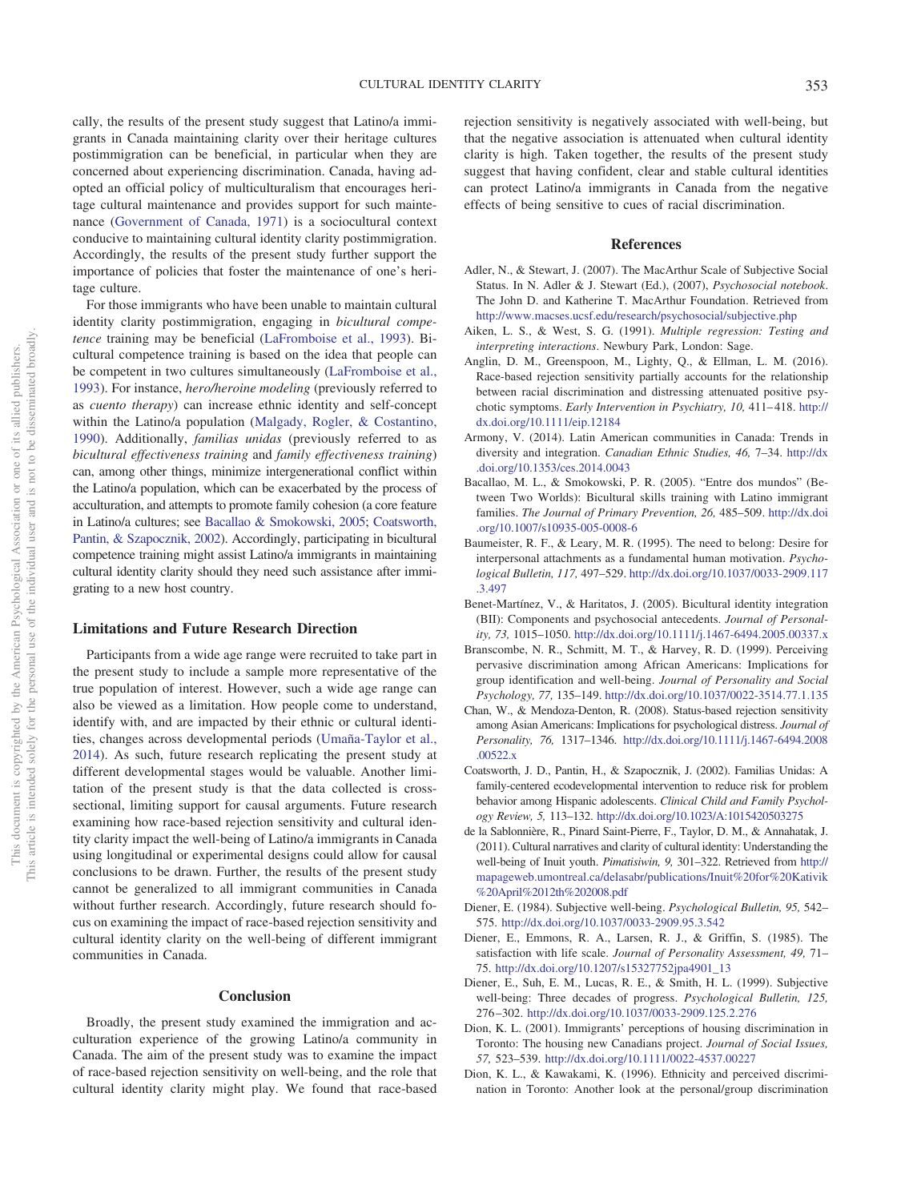cally, the results of the present study suggest that Latino/a immigrants in Canada maintaining clarity over their heritage cultures postimmigration can be beneficial, in particular when they are concerned about experiencing discrimination. Canada, having adopted an official policy of multiculturalism that encourages heritage cultural maintenance and provides support for such maintenance (Government of Canada, 1971) is a sociocultural context conducive to maintaining cultural identity clarity postimmigration. Accordingly, the results of the present study further support the importance of policies that foster the maintenance of one's heritage culture.

For those immigrants who have been unable to maintain cultural identity clarity postimmigration, engaging in *bicultural competence* training may be beneficial (LaFromboise et al., 1993). Bicultural competence training is based on the idea that people can be competent in two cultures simultaneously (LaFromboise et al., 1993). For instance, *hero/heroine modeling* (previously referred to as *cuento therapy*) can increase ethnic identity and self-concept within the Latino/a population (Malgady, Rogler, & Costantino, 1990). Additionally, *familias unidas* (previously referred to as *bicultural effectiveness training* and *family effectiveness training*) can, among other things, minimize intergenerational conflict within the Latino/a population, which can be exacerbated by the process of acculturation, and attempts to promote family cohesion (a core feature in Latino/a cultures; see Bacallao & Smokowski, 2005; Coatsworth, Pantin, & Szapocznik, 2002). Accordingly, participating in bicultural competence training might assist Latino/a immigrants in maintaining cultural identity clarity should they need such assistance after immigrating to a new host country.

## Limitations and Future Research Direction

Participants from a wide age range were recruited to take part in the present study to include a sample more representative of the true population of interest. However, such a wide age range can also be viewed as a limitation. How people come to understand, identify with, and are impacted by their ethnic or cultural identities, changes across developmental periods (Umaña-Taylor et al., 2014). As such, future research replicating the present study at different developmental stages would be valuable. Another limitation of the present study is that the data collected is cross-sectional, limiting support for causal arguments. Future research examining how race-based rejection sensitivity and cultural identity clarity impact the well-being of Latino/a immigrants in Canada using longitudinal or experimental designs could allow for causal conclusions to be drawn. Further, the results of the present study cannot be generalized to all immigrant communities in Canada without further research. Accordingly, future research should focus on examining the impact of race-based rejection sensitivity and cultural identity clarity on the well-being of different immigrant communities in Canada.

## Conclusion

Broadly, the present study examined the immigration and acculturation experience of the growing Latino/a community in Canada. The aim of the present study was to examine the impact of race-based rejection sensitivity on well-being, and the role that cultural identity clarity might play. We found that race-based rejection sensitivity is negatively associated with well-being, but that the negative association is attenuated when cultural identity clarity is high. Taken together, the results of the present study suggest that having confident, clear and stable cultural identities can protect Latino/a immigrants in Canada from the negative effects of being sensitive to cues of racial discrimination.

## References

Adler, N., & Stewart, J. (2007). The MacArthur Scale of Subjective Social Status. In N. Adler & J. Stewart (Ed.), (2007), *Psychosocial notebook*. The John D. and Katherine T. MacArthur Foundation. Retrieved from http://www.macses.ucsf.edu/research/psychosocial/subjective.php

Aiken, L. S., & West, S. G. (1991). *Multiple regression: Testing and interpreting interactions*. Newbury Park, London: Sage.

Anglin, D. M., Greenspoon, M., Lighty, Q., & Ellman, L. M. (2016). Race-based rejection sensitivity partially accounts for the relationship between racial discrimination and distressing attenuated positive psychotic symptoms. *Early Intervention in Psychiatry, 10,* 411–418. http://dx.doi.org/10.1111/eip.12184

Armony, V. (2014). Latin American communities in Canada: Trends in diversity and integration. *Canadian Ethnic Studies, 46,* 7–34. http://dx.doi.org/10.1353/ces.2014.0043

Bacallao, M. L., & Smokowski, P. R. (2005). "Entre dos mundos" (Between Two Worlds): Bicultural skills training with Latino immigrant families. *The Journal of Primary Prevention, 26,* 485–509. http://dx.doi.org/10.1007/s10935-005-0008-6

Baumeister, R. F., & Leary, M. R. (1995). The need to belong: Desire for interpersonal attachments as a fundamental human motivation. *Psychological Bulletin, 117,* 497–529. http://dx.doi.org/10.1037/0033-2909.117.3.497

Benet-Martínez, V., & Haritatos, J. (2005). Bicultural identity integration (BII): Components and psychosocial antecedents. *Journal of Personality, 73,* 1015–1050. http://dx.doi.org/10.1111/j.1467-6494.2005.00337.x

Branscombe, N. R., Schmitt, M. T., & Harvey, R. D. (1999). Perceiving pervasive discrimination among African Americans: Implications for group identification and well-being. *Journal of Personality and Social Psychology, 77,* 135–149. http://dx.doi.org/10.1037/0022-3514.77.1.135

Chan, W., & Mendoza-Denton, R. (2008). Status-based rejection sensitivity among Asian Americans: Implications for psychological distress. *Journal of Personality, 76,* 1317–1346. http://dx.doi.org/10.1111/j.1467-6494.2008.00522.x

Coatsworth, J. D., Pantin, H., & Szapocznik, J. (2002). Familias Unidas: A family-centered ecodevelopmental intervention to reduce risk for problem behavior among Hispanic adolescents. *Clinical Child and Family Psychology Review, 5,* 113–132. http://dx.doi.org/10.1023/A:1015420503275

de la Sablonnière, R., Pinard Saint-Pierre, F., Taylor, D. M., & Annahatak, J. (2011). Cultural narratives and clarity of cultural identity: Understanding the well-being of Inuit youth. *Pimatisiwin, 9,* 301–322. Retrieved from http://mapageweb.umontreal.ca/delasabr/publications/Inuit%20for%20Kativik%20April%2012th%202008.pdf

Diener, E. (1984). Subjective well-being. *Psychological Bulletin, 95,* 542–575. http://dx.doi.org/10.1037/0033-2909.95.3.542

Diener, E., Emmons, R. A., Larsen, R. J., & Griffin, S. (1985). The satisfaction with life scale. *Journal of Personality Assessment, 49,* 71–75. http://dx.doi.org/10.1207/s15327752jpa4901_13

Diener, E., Suh, E. M., Lucas, R. E., & Smith, H. L. (1999). Subjective well-being: Three decades of progress. *Psychological Bulletin, 125,* 276–302. http://dx.doi.org/10.1037/0033-2909.125.2.276

Dion, K. L. (2001). Immigrants' perceptions of housing discrimination in Toronto: The housing new Canadians project. *Journal of Social Issues, 57,* 523–539. http://dx.doi.org/10.1111/0022-4537.00227

Dion, K. L., & Kawakami, K. (1996). Ethnicity and perceived discrimination in Toronto: Another look at the personal/group discrimination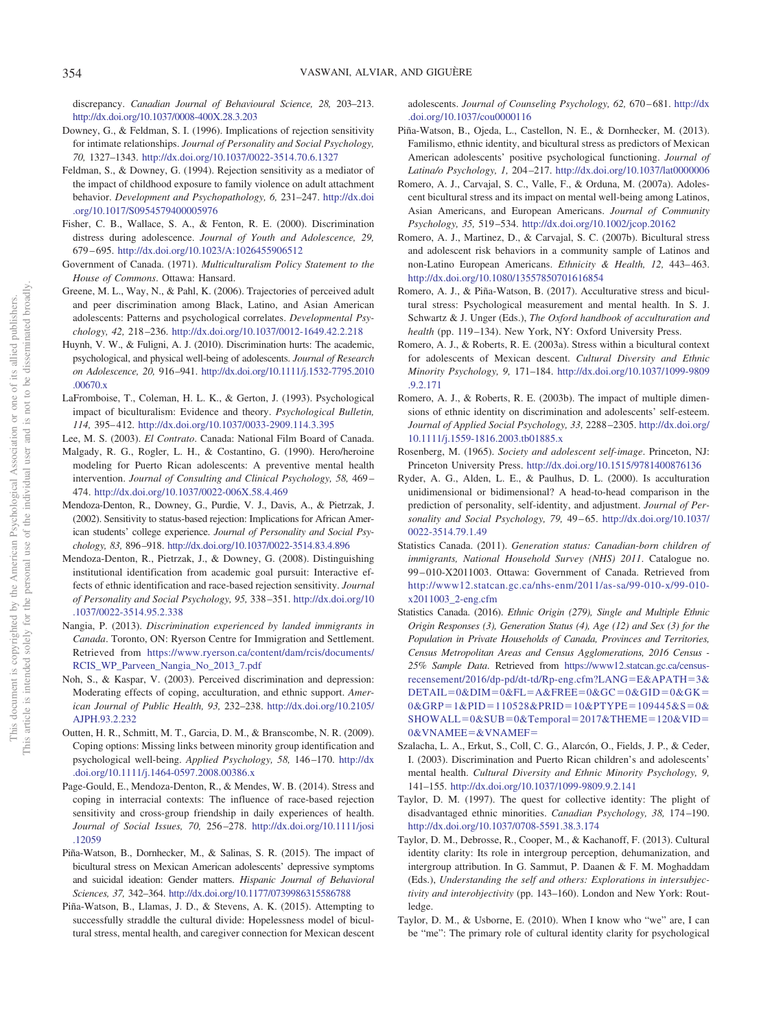discrepancy. *Canadian Journal of Behavioural Science, 28,* 203–213. http://dx.doi.org/10.1037/0008-400X.28.3.203

Downey, G., & Feldman, S. I. (1996). Implications of rejection sensitivity for intimate relationships. *Journal of Personality and Social Psychology, 70,* 1327–1343. http://dx.doi.org/10.1037/0022-3514.70.6.1327

Feldman, S., & Downey, G. (1994). Rejection sensitivity as a mediator of the impact of childhood exposure to family violence on adult attachment behavior. *Development and Psychopathology, 6,* 231–247. http://dx.doi.org/10.1017/S0954579400005976

Fisher, C. B., Wallace, S. A., & Fenton, R. E. (2000). Discrimination distress during adolescence. *Journal of Youth and Adolescence, 29,* 679–695. http://dx.doi.org/10.1023/A:1026455906512

Government of Canada. (1971). *Multiculturalism Policy Statement to the House of Commons*. Ottawa: Hansard.

Greene, M. L., Way, N., & Pahl, K. (2006). Trajectories of perceived adult and peer discrimination among Black, Latino, and Asian American adolescents: Patterns and psychological correlates. *Developmental Psychology, 42,* 218–236. http://dx.doi.org/10.1037/0012-1649.42.2.218

Huynh, V. W., & Fuligni, A. J. (2010). Discrimination hurts: The academic, psychological, and physical well-being of adolescents. *Journal of Research on Adolescence, 20,* 916–941. http://dx.doi.org/10.1111/j.1532-7795.2010.00670.x

LaFromboise, T., Coleman, H. L. K., & Gerton, J. (1993). Psychological impact of biculturalism: Evidence and theory. *Psychological Bulletin, 114,* 395–412. http://dx.doi.org/10.1037/0033-2909.114.3.395

Lee, M. S. (2003). *El Contrato*. Canada: National Film Board of Canada.

Malgady, R. G., Rogler, L. H., & Costantino, G. (1990). Hero/heroine modeling for Puerto Rican adolescents: A preventive mental health intervention. *Journal of Consulting and Clinical Psychology, 58,* 469–474. http://dx.doi.org/10.1037/0022-006X.58.4.469

Mendoza-Denton, R., Downey, G., Purdie, V. J., Davis, A., & Pietrzak, J. (2002). Sensitivity to status-based rejection: Implications for African American students' college experience. *Journal of Personality and Social Psychology, 83,* 896–918. http://dx.doi.org/10.1037/0022-3514.83.4.896

Mendoza-Denton, R., Pietrzak, J., & Downey, G. (2008). Distinguishing institutional identification from academic goal pursuit: Interactive effects of ethnic identification and race-based rejection sensitivity. *Journal of Personality and Social Psychology, 95,* 338–351. http://dx.doi.org/10.1037/0022-3514.95.2.338

Nangia, P. (2013). *Discrimination experienced by landed immigrants in Canada*. Toronto, ON: Ryerson Centre for Immigration and Settlement. Retrieved from https://www.ryerson.ca/content/dam/rcis/documents/RCIS_WP_Parveen_Nangia_No_2013_7.pdf

Noh, S., & Kaspar, V. (2003). Perceived discrimination and depression: Moderating effects of coping, acculturation, and ethnic support. *American Journal of Public Health, 93,* 232–238. http://dx.doi.org/10.2105/AJPH.93.2.232

Outten, H. R., Schmitt, M. T., Garcia, D. M., & Branscombe, N. R. (2009). Coping options: Missing links between minority group identification and psychological well-being. *Applied Psychology, 58,* 146–170. http://dx.doi.org/10.1111/j.1464-0597.2008.00386.x

Page-Gould, E., Mendoza-Denton, R., & Mendes, W. B. (2014). Stress and coping in interracial contexts: The influence of race-based rejection sensitivity and cross-group friendship in daily experiences of health. *Journal of Social Issues, 70,* 256–278. http://dx.doi.org/10.1111/josi.12059

Piña-Watson, B., Dornhecker, M., & Salinas, S. R. (2015). The impact of bicultural stress on Mexican American adolescents' depressive symptoms and suicidal ideation: Gender matters. *Hispanic Journal of Behavioral Sciences, 37,* 342–364. http://dx.doi.org/10.1177/0739986315586788

Piña-Watson, B., Llamas, J. D., & Stevens, A. K. (2015). Attempting to successfully straddle the cultural divide: Hopelessness model of bicultural stress, mental health, and caregiver connection for Mexican descent adolescents. *Journal of Counseling Psychology, 62,* 670–681. http://dx.doi.org/10.1037/cou0000116

Piña-Watson, B., Ojeda, L., Castellon, N. E., & Dornhecker, M. (2013). Familismo, ethnic identity, and bicultural stress as predictors of Mexican American adolescents' positive psychological functioning. *Journal of Latina/o Psychology, 1,* 204–217. http://dx.doi.org/10.1037/lat0000006

Romero, A. J., Carvajal, S. C., Valle, F., & Orduna, M. (2007a). Adolescent bicultural stress and its impact on mental well-being among Latinos, Asian Americans, and European Americans. *Journal of Community Psychology, 35,* 519–534. http://dx.doi.org/10.1002/jcop.20162

Romero, A. J., Martinez, D., & Carvajal, S. C. (2007b). Bicultural stress and adolescent risk behaviors in a community sample of Latinos and non-Latino European Americans. *Ethnicity & Health, 12,* 443–463. http://dx.doi.org/10.1080/13557850701616854

Romero, A. J., & Piña-Watson, B. (2017). Acculturative stress and bicultural stress: Psychological measurement and mental health. In S. J. Schwartz & J. Unger (Eds.), *The Oxford handbook of acculturation and health* (pp. 119–134). New York, NY: Oxford University Press.

Romero, A. J., & Roberts, R. E. (2003a). Stress within a bicultural context for adolescents of Mexican descent. *Cultural Diversity and Ethnic Minority Psychology, 9,* 171–184. http://dx.doi.org/10.1037/1099-9809.9.2.171

Romero, A. J., & Roberts, R. E. (2003b). The impact of multiple dimensions of ethnic identity on discrimination and adolescents' self-esteem. *Journal of Applied Social Psychology, 33,* 2288–2305. http://dx.doi.org/10.1111/j.1559-1816.2003.tb01885.x

Rosenberg, M. (1965). *Society and adolescent self-image*. Princeton, NJ: Princeton University Press. http://dx.doi.org/10.1515/9781400876136

Ryder, A. G., Alden, L. E., & Paulhus, D. L. (2000). Is acculturation unidimensional or bidimensional? A head-to-head comparison in the prediction of personality, self-identity, and adjustment. *Journal of Personality and Social Psychology, 79,* 49–65. http://dx.doi.org/10.1037/0022-3514.79.1.49

Statistics Canada. (2011). *Generation status: Canadian-born children of immigrants, National Household Survey (NHS) 2011*. Catalogue no. 99–010-X2011003. Ottawa: Government of Canada. Retrieved from http://www12.statcan.gc.ca/nhs-enm/2011/as-sa/99-010-x/99-010-x2011003_2-eng.cfm

Statistics Canada. (2016). *Ethnic Origin (279), Single and Multiple Ethnic Origin Responses (3), Generation Status (4), Age (12) and Sex (3) for the Population in Private Households of Canada, Provinces and Territories, Census Metropolitan Areas and Census Agglomerations, 2016 Census - 25% Sample Data*. Retrieved from https://www12.statcan.gc.ca/census-recensement/2016/dp-pd/dt-td/Rp-eng.cfm?LANG=E&APATH=3&DETAIL=0&DIM=0&FL=A&FREE=0&GC=0&GID=0&GK=0&GRP=1&PID=110528&PRID=10&PTYPE=109445&S=0&SHOWALL=0&SUB=0&Temporal=2017&THEME=120&VID=0&VNAMEE=&VNAMEF=

Szalacha, L. A., Erkut, S., Coll, C. G., Alarcón, O., Fields, J. P., & Ceder, I. (2003). Discrimination and Puerto Rican children's and adolescents' mental health. *Cultural Diversity and Ethnic Minority Psychology, 9,* 141–155. http://dx.doi.org/10.1037/1099-9809.9.2.141

Taylor, D. M. (1997). The quest for collective identity: The plight of disadvantaged ethnic minorities. *Canadian Psychology, 38,* 174–190. http://dx.doi.org/10.1037/0708-5591.38.3.174

Taylor, D. M., Debrosse, R., Cooper, M., & Kachanoff, F. (2013). Cultural identity clarity: Its role in intergroup perception, dehumanization, and intergroup attribution. In G. Sammut, P. Daanen & F. M. Moghaddam (Eds.), *Understanding the self and others: Explorations in intersubjectivity and interobjectivity* (pp. 143–160). London and New York: Routledge.

Taylor, D. M., & Usborne, E. (2010). When I know who "we" are, I can be "me": The primary role of cultural identity clarity for psychological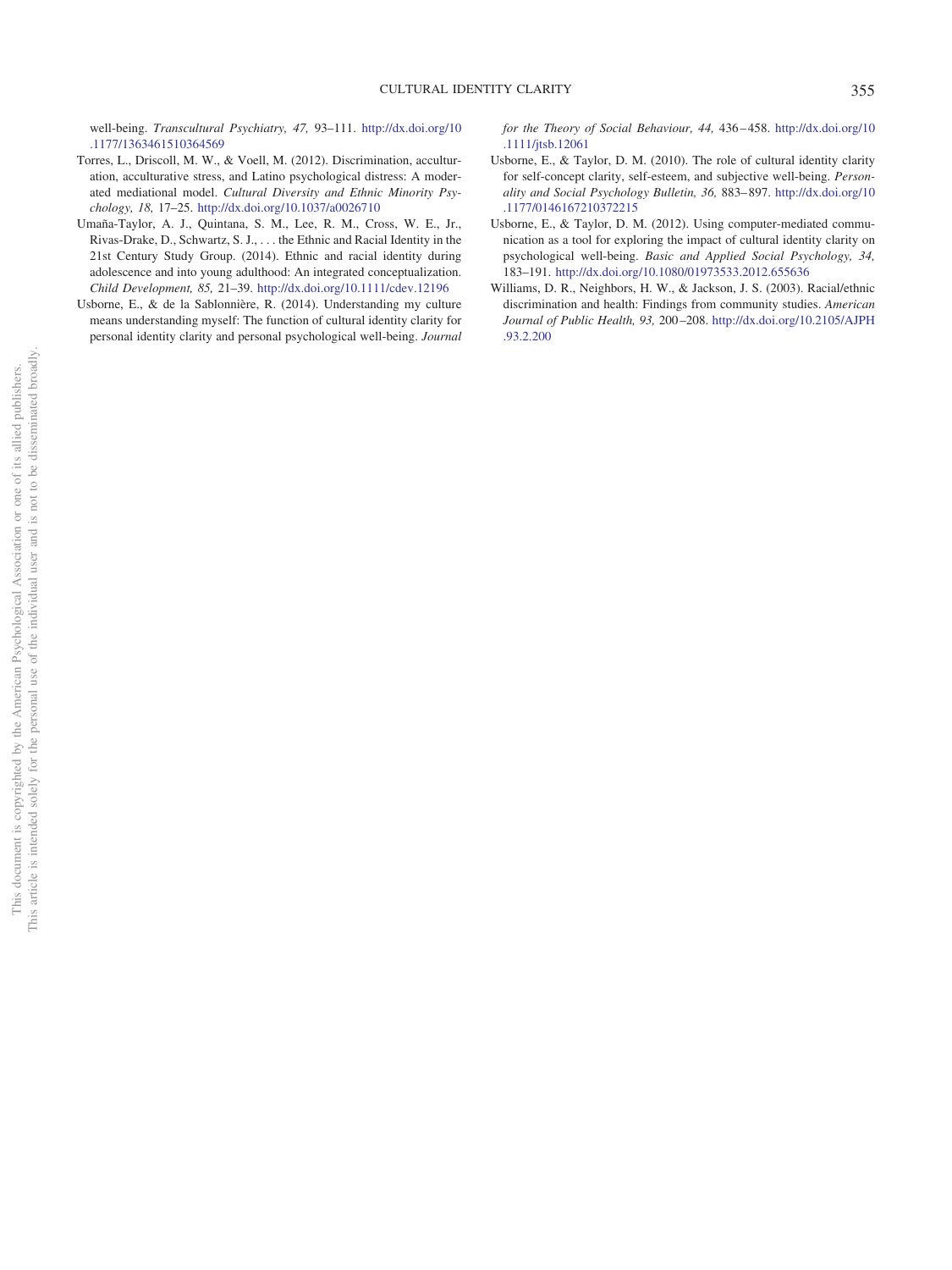well-being. *Transcultural Psychiatry, 47,* 93–111. http://dx.doi.org/10.1177/1363461510364569

Torres, L., Driscoll, M. W., & Voell, M. (2012). Discrimination, acculturation, acculturative stress, and Latino psychological distress: A moderated mediational model. *Cultural Diversity and Ethnic Minority Psychology, 18,* 17–25. http://dx.doi.org/10.1037/a0026710

Umaña-Taylor, A. J., Quintana, S. M., Lee, R. M., Cross, W. E., Jr., Rivas-Drake, D., Schwartz, S. J., . . . the Ethnic and Racial Identity in the 21st Century Study Group. (2014). Ethnic and racial identity during adolescence and into young adulthood: An integrated conceptualization. *Child Development, 85,* 21–39. http://dx.doi.org/10.1111/cdev.12196

Usborne, E., & de la Sablonnière, R. (2014). Understanding my culture means understanding myself: The function of cultural identity clarity for personal identity clarity and personal psychological well-being. *Journal for the Theory of Social Behaviour, 44,* 436–458. http://dx.doi.org/10.1111/jtsb.12061

Usborne, E., & Taylor, D. M. (2010). The role of cultural identity clarity for self-concept clarity, self-esteem, and subjective well-being. *Personality and Social Psychology Bulletin, 36,* 883–897. http://dx.doi.org/10.1177/0146167210372215

Usborne, E., & Taylor, D. M. (2012). Using computer-mediated communication as a tool for exploring the impact of cultural identity clarity on psychological well-being. *Basic and Applied Social Psychology, 34,* 183–191. http://dx.doi.org/10.1080/01973533.2012.655636

Williams, D. R., Neighbors, H. W., & Jackson, J. S. (2003). Racial/ethnic discrimination and health: Findings from community studies. *American Journal of Public Health, 93,* 200–208. http://dx.doi.org/10.2105/AJPH.93.2.200